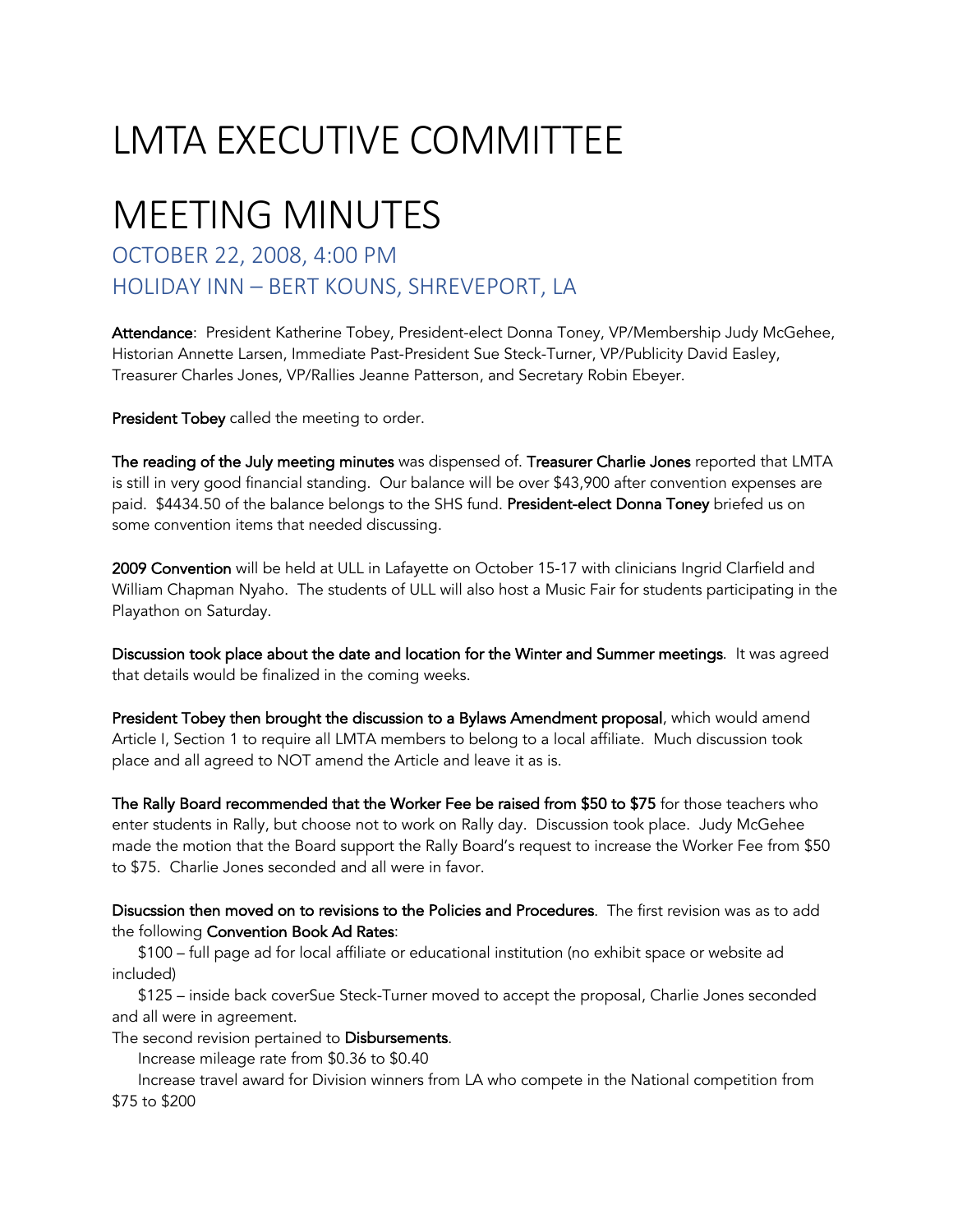# LMTA EXECUTIVE COMMITTEE

# MEETING MINUTES

## OCTOBER 22, 2008, 4:00 PM
## HOLIDAY INN – BERT KOUNS, SHREVEPORT, LA

**Attendance**: President Katherine Tobey, President-elect Donna Toney, VP/Membership Judy McGehee, Historian Annette Larsen, Immediate Past-President Sue Steck-Turner, VP/Publicity David Easley, Treasurer Charles Jones, VP/Rallies Jeanne Patterson, and Secretary Robin Ebeyer.

**President Tobey** called the meeting to order.

**The reading of the July meeting minutes** was dispensed of. **Treasurer Charlie Jones** reported that LMTA is still in very good financial standing. Our balance will be over $43,900 after convention expenses are paid. $4434.50 of the balance belongs to the SHS fund. **President-elect Donna Toney** briefed us on some convention items that needed discussing.

**2009 Convention** will be held at ULL in Lafayette on October 15-17 with clinicians Ingrid Clarfield and William Chapman Nyaho. The students of ULL will also host a Music Fair for students participating in the Playathon on Saturday.

**Discussion took place about the date and location for the Winter and Summer meetings**. It was agreed that details would be finalized in the coming weeks.

**President Tobey then brought the discussion to a Bylaws Amendment proposal**, which would amend Article I, Section 1 to require all LMTA members to belong to a local affiliate. Much discussion took place and all agreed to NOT amend the Article and leave it as is.

**The Rally Board recommended that the Worker Fee be raised from $50 to $75** for those teachers who enter students in Rally, but choose not to work on Rally day. Discussion took place. Judy McGehee made the motion that the Board support the Rally Board's request to increase the Worker Fee from $50 to $75. Charlie Jones seconded and all were in favor.

**Disucssion then moved on to revisions to the Policies and Procedures**. The first revision was as to add the following **Convention Book Ad Rates**:

$100 – full page ad for local affiliate or educational institution (no exhibit space or website ad included)

$125 – inside back coverSue Steck-Turner moved to accept the proposal, Charlie Jones seconded and all were in agreement.

The second revision pertained to **Disbursements**.

Increase mileage rate from $0.36 to $0.40

Increase travel award for Division winners from LA who compete in the National competition from $75 to $200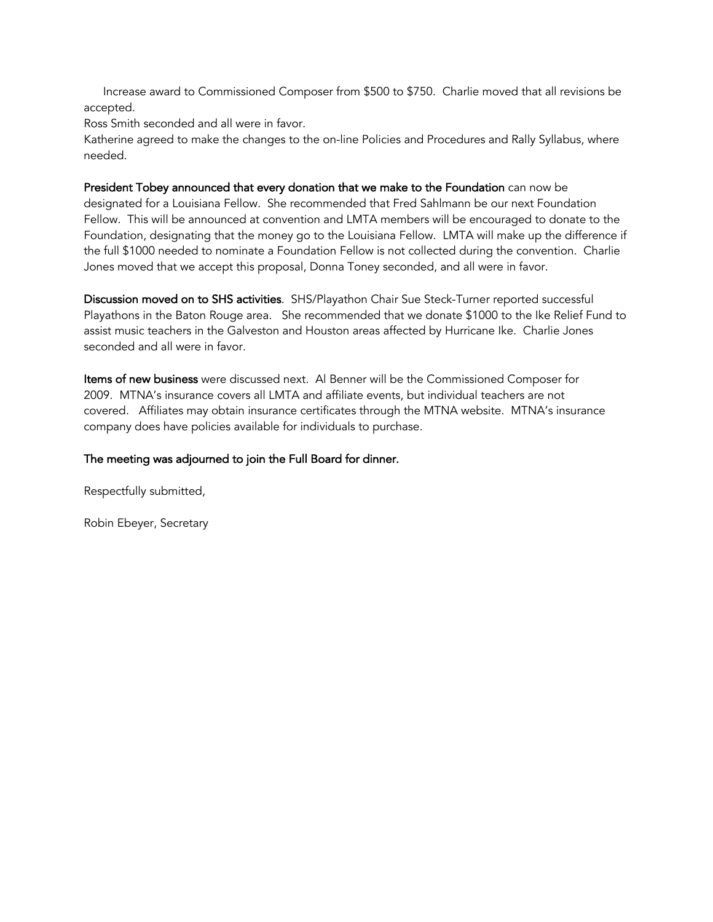Increase award to Commissioned Composer from $500 to $750. Charlie moved that all revisions be accepted.
Ross Smith seconded and all were in favor.
Katherine agreed to make the changes to the on-line Policies and Procedures and Rally Syllabus, where needed.

**President Tobey announced that every donation that we make to the Foundation** can now be designated for a Louisiana Fellow. She recommended that Fred Sahlmann be our next Foundation Fellow. This will be announced at convention and LMTA members will be encouraged to donate to the Foundation, designating that the money go to the Louisiana Fellow. LMTA will make up the difference if the full $1000 needed to nominate a Foundation Fellow is not collected during the convention. Charlie Jones moved that we accept this proposal, Donna Toney seconded, and all were in favor.

**Discussion moved on to SHS activities**. SHS/Playathon Chair Sue Steck-Turner reported successful Playathons in the Baton Rouge area. She recommended that we donate $1000 to the Ike Relief Fund to assist music teachers in the Galveston and Houston areas affected by Hurricane Ike. Charlie Jones seconded and all were in favor.

**Items of new business** were discussed next. Al Benner will be the Commissioned Composer for 2009. MTNA's insurance covers all LMTA and affiliate events, but individual teachers are not covered. Affiliates may obtain insurance certificates through the MTNA website. MTNA's insurance company does have policies available for individuals to purchase.

**The meeting was adjourned to join the Full Board for dinner.**

Respectfully submitted,

Robin Ebeyer, Secretary